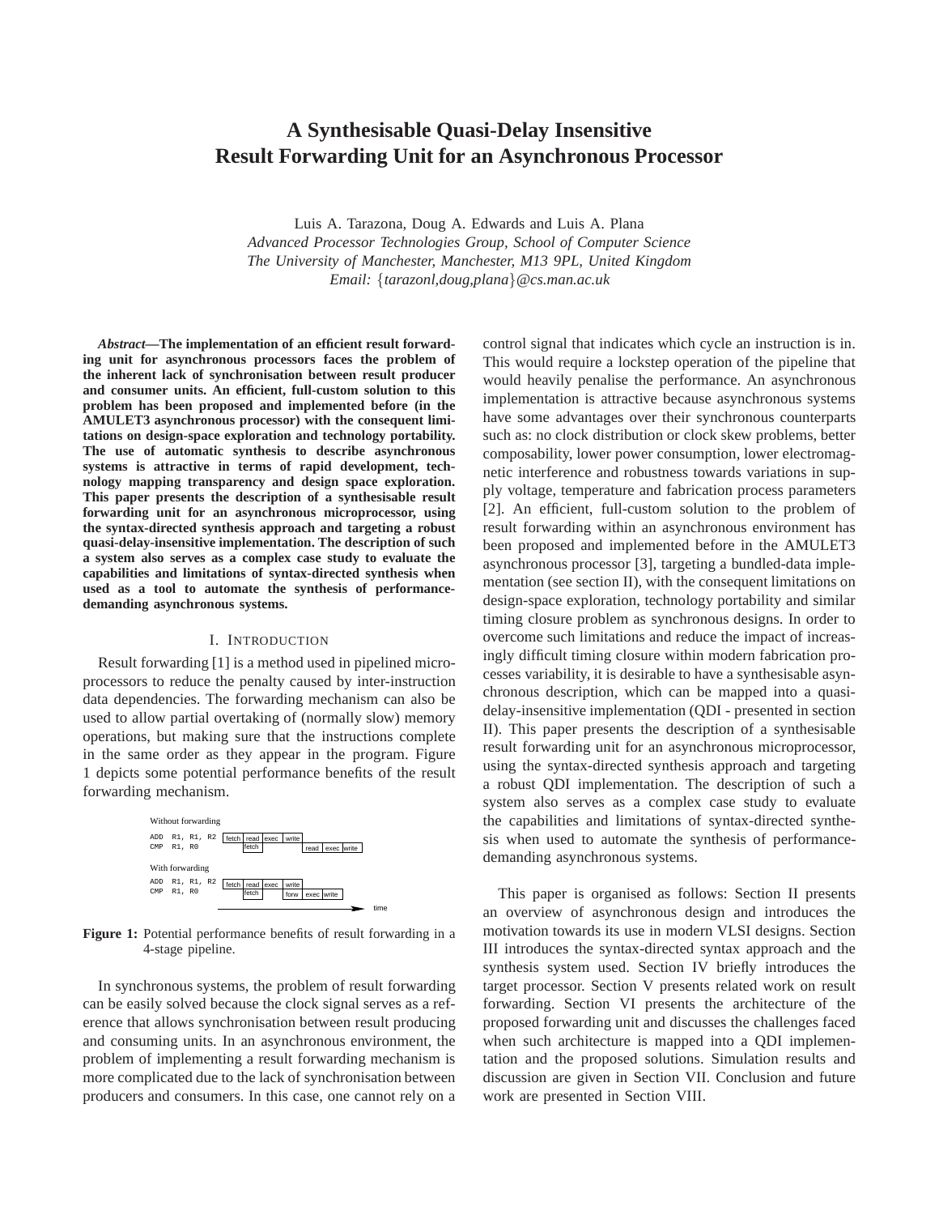# A Synthesisable Quasi-Delay Insensitive Result Forwarding Unit for an Asynchronous Processor

Luis A. Tarazona, Doug A. Edwards and Luis A. Plana
*Advanced Processor Technologies Group, School of Computer Science*
*The University of Manchester, Manchester, M13 9PL, United Kingdom*
*Email: {tarazonl,doug,plana}@cs.man.ac.uk*

***Abstract*—The implementation of an efficient result forwarding unit for asynchronous processors faces the problem of the inherent lack of synchronisation between result producer and consumer units. An efficient, full-custom solution to this problem has been proposed and implemented before (in the AMULET3 asynchronous processor) with the consequent limitations on design-space exploration and technology portability. The use of automatic synthesis to describe asynchronous systems is attractive in terms of rapid development, technology mapping transparency and design space exploration. This paper presents the description of a synthesisable result forwarding unit for an asynchronous microprocessor, using the syntax-directed synthesis approach and targeting a robust quasi-delay-insensitive implementation. The description of such a system also serves as a complex case study to evaluate the capabilities and limitations of syntax-directed synthesis when used as a tool to automate the synthesis of performance-demanding asynchronous systems.**

## I. Introduction

Result forwarding [1] is a method used in pipelined microprocessors to reduce the penalty caused by inter-instruction data dependencies. The forwarding mechanism can also be used to allow partial overtaking of (normally slow) memory operations, but making sure that the instructions complete in the same order as they appear in the program. Figure 1 depicts some potential performance benefits of the result forwarding mechanism.

Without forwarding

```
ADD  R1, R1, R2   | fetch | read  | exec | write |
CMP  R1, R0               | fetch |                | read | exec | write |
```

With forwarding

```
ADD  R1, R1, R2   | fetch | read  | exec | write |
CMP  R1, R0               | fetch |        | forw | exec | write |
```

→ time

**Figure 1:** Potential performance benefits of result forwarding in a 4-stage pipeline.

In synchronous systems, the problem of result forwarding can be easily solved because the clock signal serves as a reference that allows synchronisation between result producing and consuming units. In an asynchronous environment, the problem of implementing a result forwarding mechanism is more complicated due to the lack of synchronisation between producers and consumers. In this case, one cannot rely on a control signal that indicates which cycle an instruction is in. This would require a lockstep operation of the pipeline that would heavily penalise the performance. An asynchronous implementation is attractive because asynchronous systems have some advantages over their synchronous counterparts such as: no clock distribution or clock skew problems, better composability, lower power consumption, lower electromagnetic interference and robustness towards variations in supply voltage, temperature and fabrication process parameters [2]. An efficient, full-custom solution to the problem of result forwarding within an asynchronous environment has been proposed and implemented before in the AMULET3 asynchronous processor [3], targeting a bundled-data implementation (see section II), with the consequent limitations on design-space exploration, technology portability and similar timing closure problem as synchronous designs. In order to overcome such limitations and reduce the impact of increasingly difficult timing closure within modern fabrication processes variability, it is desirable to have a synthesisable asynchronous description, which can be mapped into a quasi-delay-insensitive implementation (QDI - presented in section II). This paper presents the description of a synthesisable result forwarding unit for an asynchronous microprocessor, using the syntax-directed synthesis approach and targeting a robust QDI implementation. The description of such a system also serves as a complex case study to evaluate the capabilities and limitations of syntax-directed synthesis when used to automate the synthesis of performance-demanding asynchronous systems.

This paper is organised as follows: Section II presents an overview of asynchronous design and introduces the motivation towards its use in modern VLSI designs. Section III introduces the syntax-directed syntax approach and the synthesis system used. Section IV briefly introduces the target processor. Section V presents related work on result forwarding. Section VI presents the architecture of the proposed forwarding unit and discusses the challenges faced when such architecture is mapped into a QDI implementation and the proposed solutions. Simulation results and discussion are given in Section VII. Conclusion and future work are presented in Section VIII.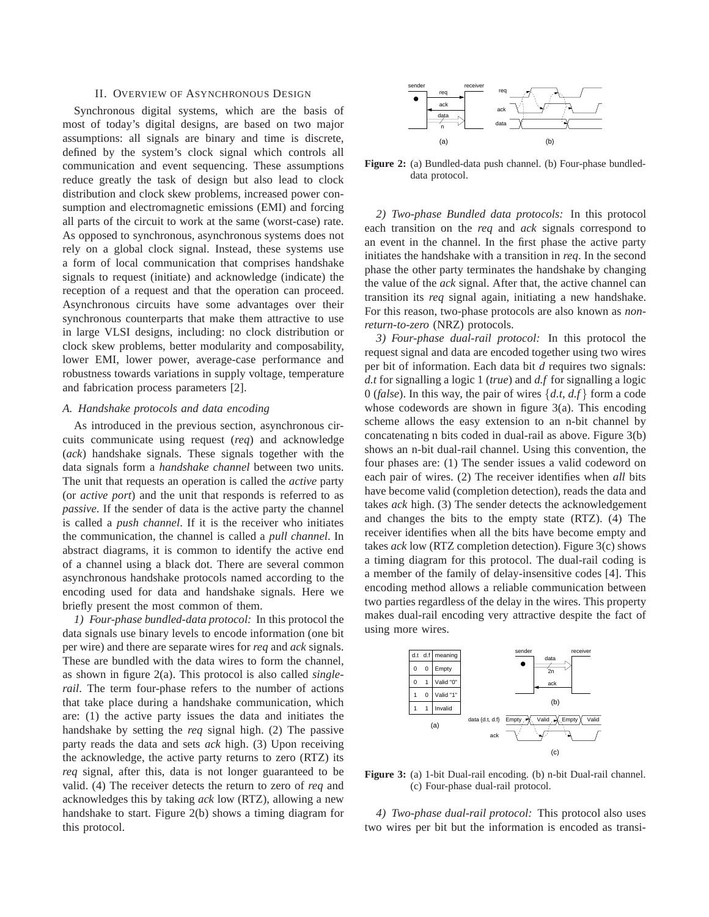## II. Overview of Asynchronous Design

Synchronous digital systems, which are the basis of most of today's digital designs, are based on two major assumptions: all signals are binary and time is discrete, defined by the system's clock signal which controls all communication and event sequencing. These assumptions reduce greatly the task of design but also lead to clock distribution and clock skew problems, increased power consumption and electromagnetic emissions (EMI) and forcing all parts of the circuit to work at the same (worst-case) rate. As opposed to synchronous, asynchronous systems does not rely on a global clock signal. Instead, these systems use a form of local communication that comprises handshake signals to request (initiate) and acknowledge (indicate) the reception of a request and that the operation can proceed. Asynchronous circuits have some advantages over their synchronous counterparts that make them attractive to use in large VLSI designs, including: no clock distribution or clock skew problems, better modularity and composability, lower EMI, lower power, average-case performance and robustness towards variations in supply voltage, temperature and fabrication process parameters [2].

### A. Handshake protocols and data encoding

As introduced in the previous section, asynchronous circuits communicate using request (*req*) and acknowledge (*ack*) handshake signals. These signals together with the data signals form a *handshake channel* between two units. The unit that requests an operation is called the *active* party (or *active port*) and the unit that responds is referred to as *passive*. If the sender of data is the active party the channel is called a *push channel*. If it is the receiver who initiates the communication, the channel is called a *pull channel*. In abstract diagrams, it is common to identify the active end of a channel using a black dot. There are several common asynchronous handshake protocols named according to the encoding used for data and handshake signals. Here we briefly present the most common of them.

*1) Four-phase bundled-data protocol:* In this protocol the data signals use binary levels to encode information (one bit per wire) and there are separate wires for *req* and *ack* signals. These are bundled with the data wires to form the channel, as shown in figure 2(a). This protocol is also called *single-rail*. The term four-phase refers to the number of actions that take place during a handshake communication, which are: (1) the active party issues the data and initiates the handshake by setting the *req* signal high. (2) The passive party reads the data and sets *ack* high. (3) Upon receiving the acknowledge, the active party returns to zero (RTZ) its *req* signal, after this, data is not longer guaranteed to be valid. (4) The receiver detects the return to zero of *req* and acknowledges this by taking *ack* low (RTZ), allowing a new handshake to start. Figure 2(b) shows a timing diagram for this protocol.

**Figure 2:** (a) Bundled-data push channel. (b) Four-phase bundled-data protocol.

*2) Two-phase Bundled data protocols:* In this protocol each transition on the *req* and *ack* signals correspond to an event in the channel. In the first phase the active party initiates the handshake with a transition in *req*. In the second phase the other party terminates the handshake by changing the value of the *ack* signal. After that, the active channel can transition its *req* signal again, initiating a new handshake. For this reason, two-phase protocols are also known as *non-return-to-zero* (NRZ) protocols.

*3) Four-phase dual-rail protocol:* In this protocol the request signal and data are encoded together using two wires per bit of information. Each data bit *d* requires two signals: *d.t* for signalling a logic 1 (*true*) and *d.f* for signalling a logic 0 (*false*). In this way, the pair of wires {*d.t*, *d.f*} form a code whose codewords are shown in figure 3(a). This encoding scheme allows the easy extension to an n-bit channel by concatenating n bits coded in dual-rail as above. Figure 3(b) shows an n-bit dual-rail channel. Using this convention, the four phases are: (1) The sender issues a valid codeword on each pair of wires. (2) The receiver identifies when *all* bits have become valid (completion detection), reads the data and takes *ack* high. (3) The sender detects the acknowledgement and changes the bits to the empty state (RTZ). (4) The receiver identifies when all the bits have become empty and takes *ack* low (RTZ completion detection). Figure 3(c) shows a timing diagram for this protocol. The dual-rail coding is a member of the family of delay-insensitive codes [4]. This encoding method allows a reliable communication between two parties regardless of the delay in the wires. This property makes dual-rail encoding very attractive despite the fact of using more wires.

| d.t | d.f | meaning |
|---|---|---|
| 0 | 0 | Empty |
| 0 | 1 | Valid "0" |
| 1 | 0 | Valid "1" |
| 1 | 1 | Invalid |

**Figure 3:** (a) 1-bit Dual-rail encoding. (b) n-bit Dual-rail channel. (c) Four-phase dual-rail protocol.

*4) Two-phase dual-rail protocol:* This protocol also uses two wires per bit but the information is encoded as transi-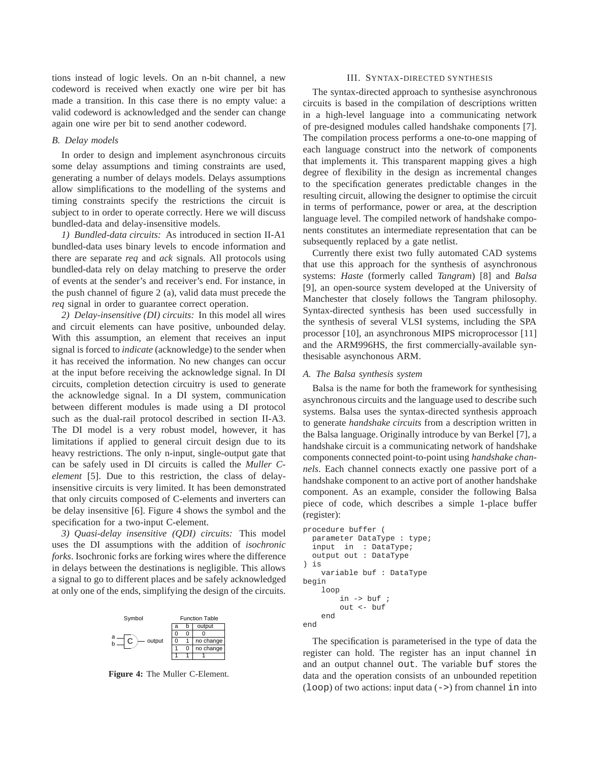tions instead of logic levels. On an n-bit channel, a new codeword is received when exactly one wire per bit has made a transition. In this case there is no empty value: a valid codeword is acknowledged and the sender can change again one wire per bit to send another codeword.

### *B. Delay models*

In order to design and implement asynchronous circuits some delay assumptions and timing constraints are used, generating a number of delays models. Delays assumptions allow simplifications to the modelling of the systems and timing constraints specify the restrictions the circuit is subject to in order to operate correctly. Here we will discuss bundled-data and delay-insensitive models.

*1) Bundled-data circuits:* As introduced in section II-A1 bundled-data uses binary levels to encode information and there are separate *req* and *ack* signals. All protocols using bundled-data rely on delay matching to preserve the order of events at the sender's and receiver's end. For instance, in the push channel of figure 2 (a), valid data must precede the *req* signal in order to guarantee correct operation.

*2) Delay-insensitive (DI) circuits:* In this model all wires and circuit elements can have positive, unbounded delay. With this assumption, an element that receives an input signal is forced to *indicate* (acknowledge) to the sender when it has received the information. No new changes can occur at the input before receiving the acknowledge signal. In DI circuits, completion detection circuitry is used to generate the acknowledge signal. In a DI system, communication between different modules is made using a DI protocol such as the dual-rail protocol described in section II-A3. The DI model is a very robust model, however, it has limitations if applied to general circuit design due to its heavy restrictions. The only n-input, single-output gate that can be safely used in DI circuits is called the *Muller C-element* [5]. Due to this restriction, the class of delay-insensitive circuits is very limited. It has been demonstrated that only circuits composed of C-elements and inverters can be delay insensitive [6]. Figure 4 shows the symbol and the specification for a two-input C-element.

*3) Quasi-delay insensitive (QDI) circuits:* This model uses the DI assumptions with the addition of *isochronic forks*. Isochronic forks are forking wires where the difference in delays between the destinations is negligible. This allows a signal to go to different places and be safely acknowledged at only one of the ends, simplifying the design of the circuits.

Symbol

Function Table

| a | b | output |
|---|---|---|
| 0 | 0 | 0 |
| 0 | 1 | no change |
| 1 | 0 | no change |
| 1 | 1 | 1 |

**Figure 4:** The Muller C-Element.

## III. Syntax-directed synthesis

The syntax-directed approach to synthesise asynchronous circuits is based in the compilation of descriptions written in a high-level language into a communicating network of pre-designed modules called handshake components [7]. The compilation process performs a one-to-one mapping of each language construct into the network of components that implements it. This transparent mapping gives a high degree of flexibility in the design as incremental changes to the specification generates predictable changes in the resulting circuit, allowing the designer to optimise the circuit in terms of performance, power or area, at the description language level. The compiled network of handshake components constitutes an intermediate representation that can be subsequently replaced by a gate netlist.

Currently there exist two fully automated CAD systems that use this approach for the synthesis of asynchronous systems: *Haste* (formerly called *Tangram*) [8] and *Balsa* [9], an open-source system developed at the University of Manchester that closely follows the Tangram philosophy. Syntax-directed synthesis has been used successfully in the synthesis of several VLSI systems, including the SPA processor [10], an asynchronous MIPS microprocessor [11] and the ARM996HS, the first commercially-available synthesisable asynchonous ARM.

### *A. The Balsa synthesis system*

Balsa is the name for both the framework for synthesising asynchronous circuits and the language used to describe such systems. Balsa uses the syntax-directed synthesis approach to generate *handshake circuits* from a description written in the Balsa language. Originally introduce by van Berkel [7], a handshake circuit is a communicating network of handshake components connected point-to-point using *handshake channels*. Each channel connects exactly one passive port of a handshake component to an active port of another handshake component. As an example, consider the following Balsa piece of code, which describes a simple 1-place buffer (register):

```
procedure buffer (
  parameter DataType : type;
  input  in  : DataType;
  output out : DataType
) is
    variable buf : DataType
begin
    loop
        in -> buf ;
        out <- buf
    end
end
```

The specification is parameterised in the type of data the register can hold. The register has an input channel `in` and an output channel `out`. The variable `buf` stores the data and the operation consists of an unbounded repetition (`loop`) of two actions: input data (`->`) from channel `in` into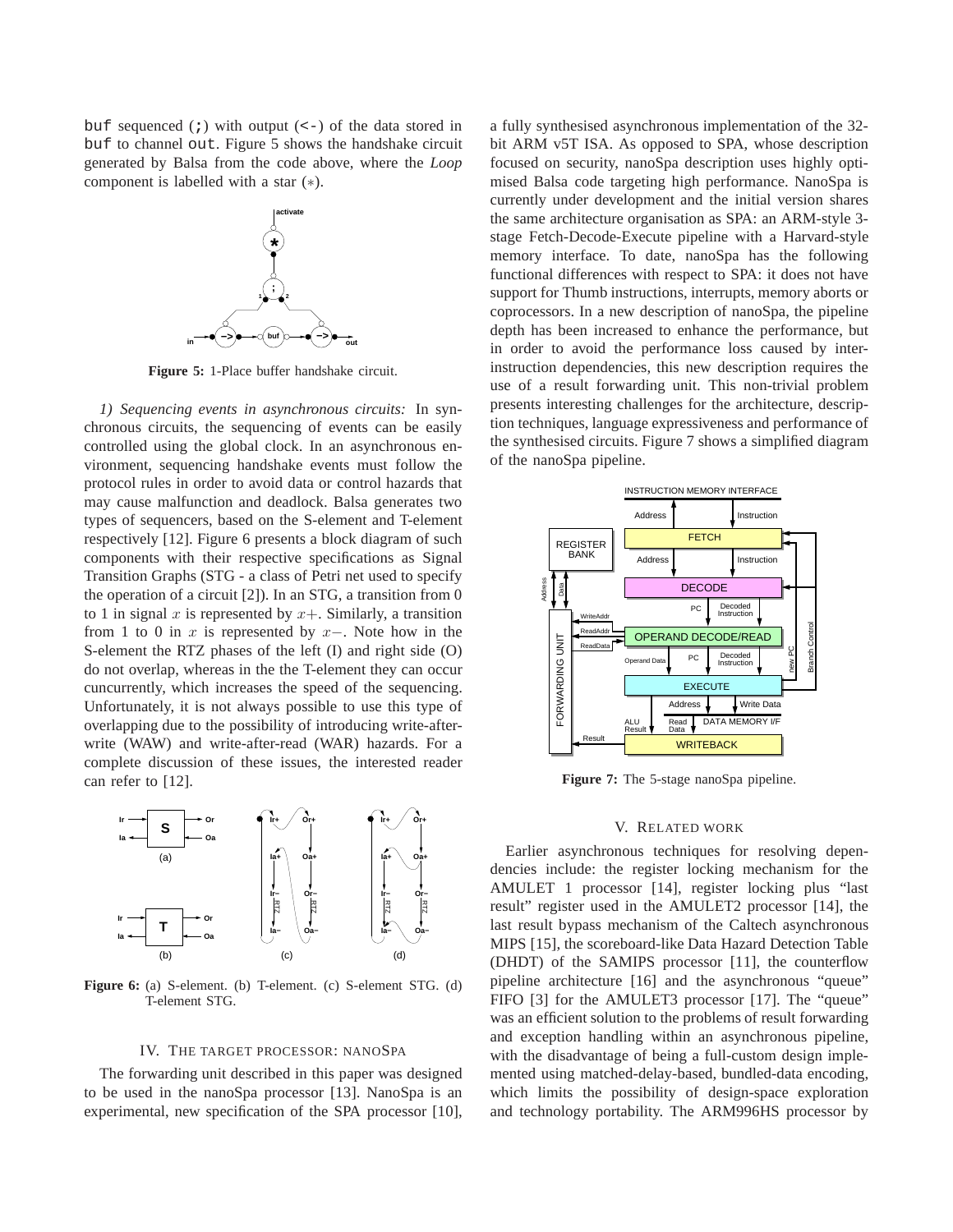buf sequenced (;) with output (<-) of the data stored in buf to channel out. Figure 5 shows the handshake circuit generated by Balsa from the code above, where the *Loop* component is labelled with a star (∗).

**Figure 5:** 1-Place buffer handshake circuit.

*1) Sequencing events in asynchronous circuits:* In synchronous circuits, the sequencing of events can be easily controlled using the global clock. In an asynchronous environment, sequencing handshake events must follow the protocol rules in order to avoid data or control hazards that may cause malfunction and deadlock. Balsa generates two types of sequencers, based on the S-element and T-element respectively [12]. Figure 6 presents a block diagram of such components with their respective specifications as Signal Transition Graphs (STG - a class of Petri net used to specify the operation of a circuit [2]). In an STG, a transition from 0 to 1 in signal $x$ is represented by $x+$. Similarly, a transition from 1 to 0 in $x$ is represented by $x-$. Note how in the S-element the RTZ phases of the left (I) and right side (O) do not overlap, whereas in the the T-element they can occur cuncurrently, which increases the speed of the sequencing. Unfortunately, it is not always possible to use this type of overlapping due to the possibility of introducing write-after-write (WAW) and write-after-read (WAR) hazards. For a complete discussion of these issues, the interested reader can refer to [12].

**Figure 6:** (a) S-element. (b) T-element. (c) S-element STG. (d) T-element STG.

## IV. The target processor: nanoSpa

The forwarding unit described in this paper was designed to be used in the nanoSpa processor [13]. NanoSpa is an experimental, new specification of the SPA processor [10], a fully synthesised asynchronous implementation of the 32-bit ARM v5T ISA. As opposed to SPA, whose description focused on security, nanoSpa description uses highly optimised Balsa code targeting high performance. NanoSpa is currently under development and the initial version shares the same architecture organisation as SPA: an ARM-style 3-stage Fetch-Decode-Execute pipeline with a Harvard-style memory interface. To date, nanoSpa has the following functional differences with respect to SPA: it does not have support for Thumb instructions, interrupts, memory aborts or coprocessors. In a new description of nanoSpa, the pipeline depth has been increased to enhance the performance, but in order to avoid the performance loss caused by inter-instruction dependencies, this new description requires the use of a result forwarding unit. This non-trivial problem presents interesting challenges for the architecture, description techniques, language expressiveness and performance of the synthesised circuits. Figure 7 shows a simplified diagram of the nanoSpa pipeline.

**Figure 7:** The 5-stage nanoSpa pipeline.

## V. Related work

Earlier asynchronous techniques for resolving dependencies include: the register locking mechanism for the AMULET 1 processor [14], register locking plus "last result" register used in the AMULET2 processor [14], the last result bypass mechanism of the Caltech asynchronous MIPS [15], the scoreboard-like Data Hazard Detection Table (DHDT) of the SAMIPS processor [11], the counterflow pipeline architecture [16] and the asynchronous "queue" FIFO [3] for the AMULET3 processor [17]. The "queue" was an efficient solution to the problems of result forwarding and exception handling within an asynchronous pipeline, with the disadvantage of being a full-custom design implemented using matched-delay-based, bundled-data encoding, which limits the possibility of design-space exploration and technology portability. The ARM996HS processor by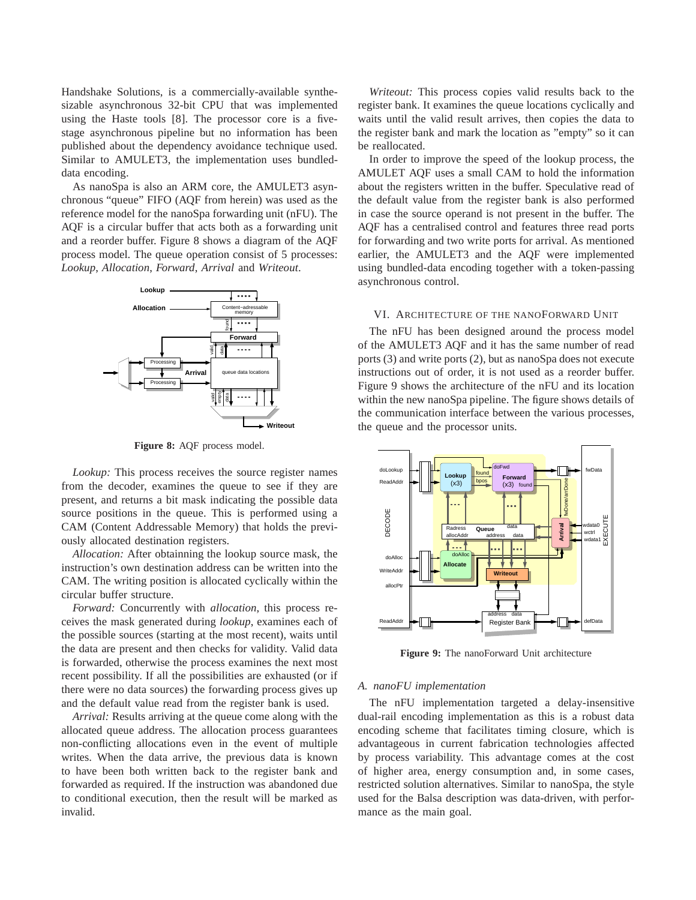Handshake Solutions, is a commercially-available synthesizable asynchronous 32-bit CPU that was implemented using the Haste tools [8]. The processor core is a five-stage asynchronous pipeline but no information has been published about the dependency avoidance technique used. Similar to AMULET3, the implementation uses bundled-data encoding.

As nanoSpa is also an ARM core, the AMULET3 asynchronous "queue" FIFO (AQF from herein) was used as the reference model for the nanoSpa forwarding unit (nFU). The AQF is a circular buffer that acts both as a forwarding unit and a reorder buffer. Figure 8 shows a diagram of the AQF process model. The queue operation consist of 5 processes: *Lookup*, *Allocation*, *Forward*, *Arrival* and *Writeout*.

**Figure 8:** AQF process model.

*Lookup:* This process receives the source register names from the decoder, examines the queue to see if they are present, and returns a bit mask indicating the possible data source positions in the queue. This is performed using a CAM (Content Addressable Memory) that holds the previously allocated destination registers.

*Allocation:* After obtainning the lookup source mask, the instruction's own destination address can be written into the CAM. The writing position is allocated cyclically within the circular buffer structure.

*Forward:* Concurrently with *allocation*, this process receives the mask generated during *lookup*, examines each of the possible sources (starting at the most recent), waits until the data are present and then checks for validity. Valid data is forwarded, otherwise the process examines the next most recent possibility. If all the possibilities are exhausted (or if there were no data sources) the forwarding process gives up and the default value read from the register bank is used.

*Arrival:* Results arriving at the queue come along with the allocated queue address. The allocation process guarantees non-conflicting allocations even in the event of multiple writes. When the data arrive, the previous data is known to have been both written back to the register bank and forwarded as required. If the instruction was abandoned due to conditional execution, then the result will be marked as invalid.

*Writeout:* This process copies valid results back to the register bank. It examines the queue locations cyclically and waits until the valid result arrives, then copies the data to the register bank and mark the location as "empty" so it can be reallocated.

In order to improve the speed of the lookup process, the AMULET AQF uses a small CAM to hold the information about the registers written in the buffer. Speculative read of the default value from the register bank is also performed in case the source operand is not present in the buffer. The AQF has a centralised control and features three read ports for forwarding and two write ports for arrival. As mentioned earlier, the AMULET3 and the AQF were implemented using bundled-data encoding together with a token-passing asynchronous control.

## VI. Architecture of the nanoForward Unit

The nFU has been designed around the process model of the AMULET3 AQF and it has the same number of read ports (3) and write ports (2), but as nanoSpa does not execute instructions out of order, it is not used as a reorder buffer. Figure 9 shows the architecture of the nFU and its location within the new nanoSpa pipeline. The figure shows details of the communication interface between the various processes, the queue and the processor units.

**Figure 9:** The nanoForward Unit architecture

### A. nanoFU implementation

The nFU implementation targeted a delay-insensitive dual-rail encoding implementation as this is a robust data encoding scheme that facilitates timing closure, which is advantageous in current fabrication technologies affected by process variability. This advantage comes at the cost of higher area, energy consumption and, in some cases, restricted solution alternatives. Similar to nanoSpa, the style used for the Balsa description was data-driven, with performance as the main goal.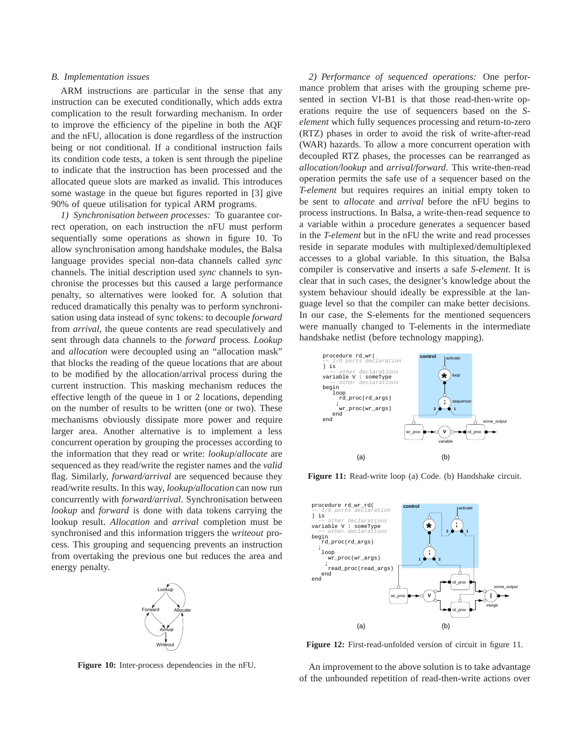### B. Implementation issues

ARM instructions are particular in the sense that any instruction can be executed conditionally, which adds extra complication to the result forwarding mechanism. In order to improve the efficiency of the pipeline in both the AQF and the nFU, allocation is done regardless of the instruction being or not conditional. If a conditional instruction fails its condition code tests, a token is sent through the pipeline to indicate that the instruction has been processed and the allocated queue slots are marked as invalid. This introduces some wastage in the queue but figures reported in [3] give 90% of queue utilisation for typical ARM programs.

*1) Synchronisation between processes:* To guarantee correct operation, on each instruction the nFU must perform sequentially some operations as shown in figure 10. To allow synchronisation among handshake modules, the Balsa language provides special non-data channels called *sync* channels. The initial description used *sync* channels to synchronise the processes but this caused a large performance penalty, so alternatives were looked for. A solution that reduced dramatically this penalty was to perform synchronisation using data instead of sync tokens: to decouple *forward* from *arrival*, the queue contents are read speculatively and sent through data channels to the *forward* process. *Lookup* and *allocation* were decoupled using an "allocation mask" that blocks the reading of the queue locations that are about to be modified by the allocation/arrival process during the current instruction. This masking mechanism reduces the effective length of the queue in 1 or 2 locations, depending on the number of results to be written (one or two). These mechanisms obviously dissipate more power and require larger area. Another alternative is to implement a less concurrent operation by grouping the processes according to the information that they read or write: *lookup*/*allocate* are sequenced as they read/write the register names and the *valid* flag. Similarly, *forward/arrival* are sequenced because they read/write results. In this way, *lookup/allocation* can now run concurrently with *forward/arrival*. Synchronisation between *lookup* and *forward* is done with data tokens carrying the lookup result. *Allocation* and *arrival* completion must be synchronised and this information triggers the *writeout* process. This grouping and sequencing prevents an instruction from overtaking the previous one but reduces the area and energy penalty.

**Figure 10:** Inter-process dependencies in the nFU.

*2) Performance of sequenced operations:* One performance problem that arises with the grouping scheme presented in section VI-B1 is that those read-then-write operations require the use of sequencers based on the *S-element* which fully sequences processing and return-to-zero (RTZ) phases in order to avoid the risk of write-after-read (WAR) hazards. To allow a more concurrent operation with decoupled RTZ phases, the processes can be rearranged as *allocation/lookup* and *arrival/forward*. This write-then-read operation permits the safe use of a sequencer based on the *T-element* but requires requires an initial empty token to be sent to *allocate* and *arrival* before the nFU begins to process instructions. In Balsa, a write-then-read sequence to a variable within a procedure generates a sequencer based in the *T-element* but in the nFU the write and read processes reside in separate modules with multiplexed/demultiplexed accesses to a global variable. In this situation, the Balsa compiler is conservative and inserts a safe *S-element*. It is clear that in such cases, the designer's knowledge about the system behaviour should ideally be expressible at the language level so that the compiler can make better decisions. In our case, the S-elements for the mentioned sequencers were manually changed to T-elements in the intermediate handshake netlist (before technology mapping).

```
procedure rd_wr(
  -- I/O ports declaration
) is
  -- other declarations
variable V : someType
  -- other declarations
begin
  loop
    rd_proc(rd_args)
    ;
    wr_proc(wr_args)
  end
end
```

**Figure 11:** Read-write loop (a) Code. (b) Handshake circuit.

```
procedure rd_wr_rd(
  -- I/O ports declaration
) is
  -- other declarations
variable V : someType
  -- other declarations
begin
  rd_proc(rd_args)
  ;
  loop
    wr_proc(wr_args)
    ;
    read_proc(read_args)
  end
end
```

**Figure 12:** First-read-unfolded version of circuit in figure 11.

An improvement to the above solution is to take advantage of the unbounded repetition of read-then-write actions over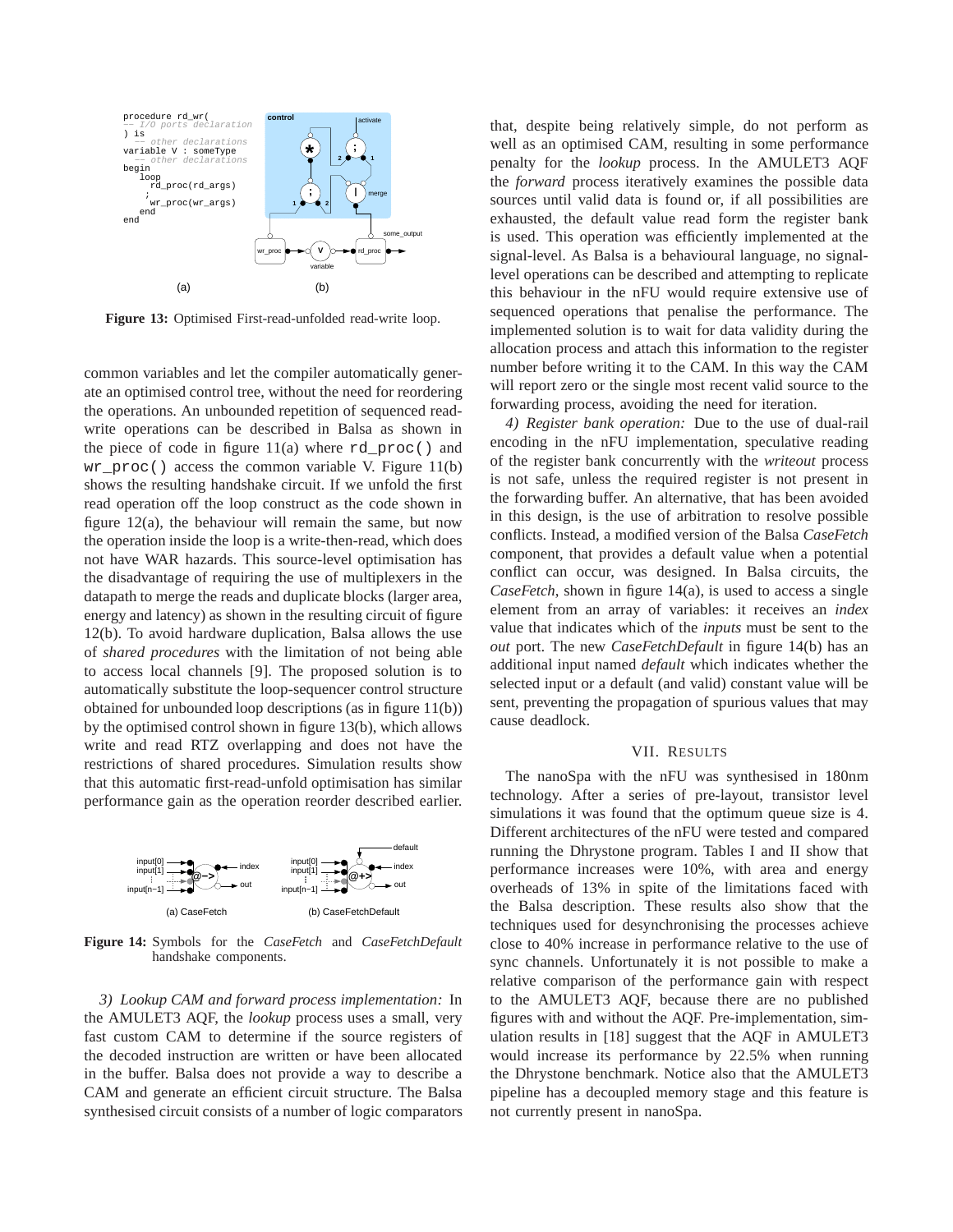```
procedure rd_wr(
-- I/O ports declaration
) is
  -- other declarations
variable V : someType
  -- other declarations
begin
  loop
    rd_proc(rd_args)
    ;
    wr_proc(wr_args)
  end
end
```

(a) (b)

**Figure 13:** Optimised First-read-unfolded read-write loop.

common variables and let the compiler automatically generate an optimised control tree, without the need for reordering the operations. An unbounded repetition of sequenced read-write operations can be described in Balsa as shown in the piece of code in figure 11(a) where `rd_proc()` and `wr_proc()` access the common variable V. Figure 11(b) shows the resulting handshake circuit. If we unfold the first read operation off the loop construct as the code shown in figure 12(a), the behaviour will remain the same, but now the operation inside the loop is a write-then-read, which does not have WAR hazards. This source-level optimisation has the disadvantage of requiring the use of multiplexers in the datapath to merge the reads and duplicate blocks (larger area, energy and latency) as shown in the resulting circuit of figure 12(b). To avoid hardware duplication, Balsa allows the use of *shared procedures* with the limitation of not being able to access local channels [9]. The proposed solution is to automatically substitute the loop-sequencer control structure obtained for unbounded loop descriptions (as in figure 11(b)) by the optimised control shown in figure 13(b), which allows write and read RTZ overlapping and does not have the restrictions of shared procedures. Simulation results show that this automatic first-read-unfold optimisation has similar performance gain as the operation reorder described earlier.

**Figure 14:** Symbols for the *CaseFetch* and *CaseFetchDefault* handshake components.

*3) Lookup CAM and forward process implementation:* In the AMULET3 AQF, the *lookup* process uses a small, very fast custom CAM to determine if the source registers of the decoded instruction are written or have been allocated in the buffer. Balsa does not provide a way to describe a CAM and generate an efficient circuit structure. The Balsa synthesised circuit consists of a number of logic comparators that, despite being relatively simple, do not perform as well as an optimised CAM, resulting in some performance penalty for the *lookup* process. In the AMULET3 AQF the *forward* process iteratively examines the possible data sources until valid data is found or, if all possibilities are exhausted, the default value read form the register bank is used. This operation was efficiently implemented at the signal-level. As Balsa is a behavioural language, no signal-level operations can be described and attempting to replicate this behaviour in the nFU would require extensive use of sequenced operations that penalise the performance. The implemented solution is to wait for data validity during the allocation process and attach this information to the register number before writing it to the CAM. In this way the CAM will report zero or the single most recent valid source to the forwarding process, avoiding the need for iteration.

*4) Register bank operation:* Due to the use of dual-rail encoding in the nFU implementation, speculative reading of the register bank concurrently with the *writeout* process is not safe, unless the required register is not present in the forwarding buffer. An alternative, that has been avoided in this design, is the use of arbitration to resolve possible conflicts. Instead, a modified version of the Balsa *CaseFetch* component, that provides a default value when a potential conflict can occur, was designed. In Balsa circuits, the *CaseFetch*, shown in figure 14(a), is used to access a single element from an array of variables: it receives an *index* value that indicates which of the *inputs* must be sent to the *out* port. The new *CaseFetchDefault* in figure 14(b) has an additional input named *default* which indicates whether the selected input or a default (and valid) constant value will be sent, preventing the propagation of spurious values that may cause deadlock.

## VII. Results

The nanoSpa with the nFU was synthesised in 180nm technology. After a series of pre-layout, transistor level simulations it was found that the optimum queue size is 4. Different architectures of the nFU were tested and compared running the Dhrystone program. Tables I and II show that performance increases were 10%, with area and energy overheads of 13% in spite of the limitations faced with the Balsa description. These results also show that the techniques used for desynchronising the processes achieve close to 40% increase in performance relative to the use of sync channels. Unfortunately it is not possible to make a relative comparison of the performance gain with respect to the AMULET3 AQF, because there are no published figures with and without the AQF. Pre-implementation, simulation results in [18] suggest that the AQF in AMULET3 would increase its performance by 22.5% when running the Dhrystone benchmark. Notice also that the AMULET3 pipeline has a decoupled memory stage and this feature is not currently present in nanoSpa.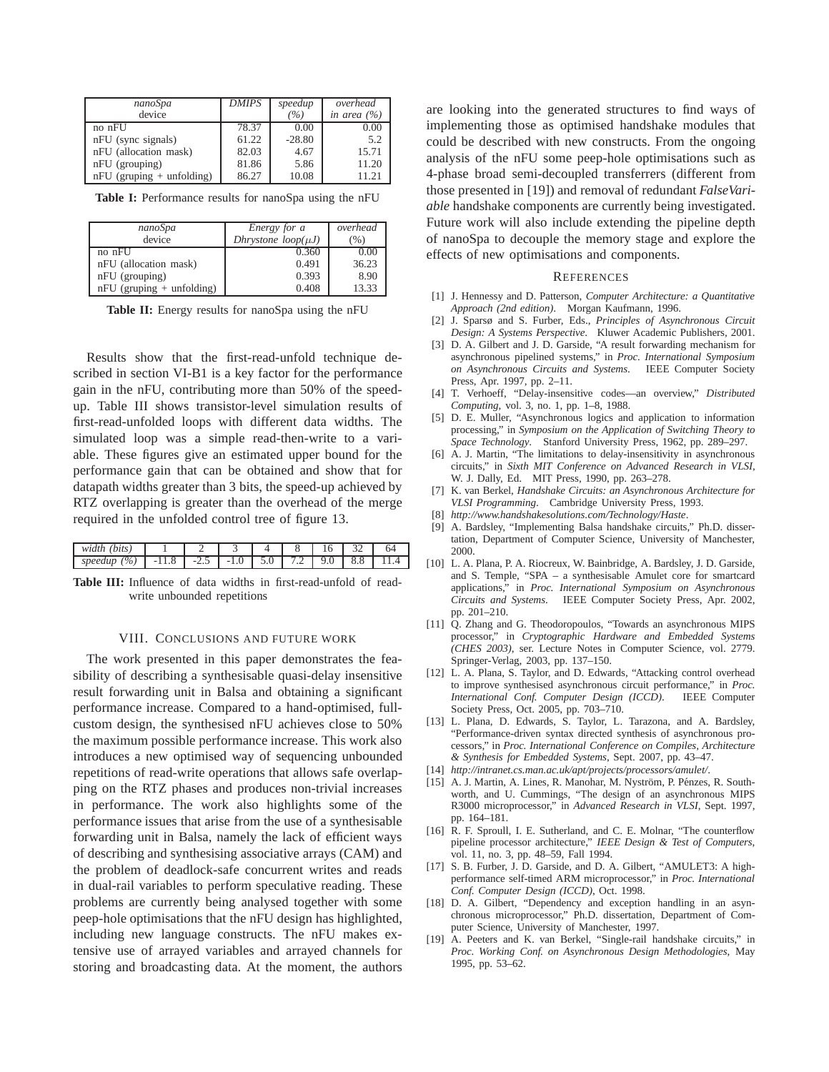| *nanoSpa* device | *DMIPS* | *speedup* (%) | *overhead* in area (%) |
|---|---|---|---|
| no nFU | 78.37 | 0.00 | 0.00 |
| nFU (sync signals) | 61.22 | -28.80 | 5.2 |
| nFU (allocation mask) | 82.03 | 4.67 | 15.71 |
| nFU (grouping) | 81.86 | 5.86 | 11.20 |
| nFU (gruping + unfolding) | 86.27 | 10.08 | 11.21 |

**Table I:** Performance results for nanoSpa using the nFU

| *nanoSpa* device | *Energy for a Dhrystone loop*($\mu J$) | *overhead* (%) |
|---|---|---|
| no nFU | 0.360 | 0.00 |
| nFU (allocation mask) | 0.491 | 36.23 |
| nFU (grouping) | 0.393 | 8.90 |
| nFU (gruping + unfolding) | 0.408 | 13.33 |

**Table II:** Energy results for nanoSpa using the nFU

Results show that the first-read-unfold technique described in section VI-B1 is a key factor for the performance gain in the nFU, contributing more than 50% of the speed-up. Table III shows transistor-level simulation results of first-read-unfolded loops with different data widths. The simulated loop was a simple read-then-write to a variable. These figures give an estimated upper bound for the performance gain that can be obtained and show that for datapath widths greater than 3 bits, the speed-up achieved by RTZ overlapping is greater than the overhead of the merge required in the unfolded control tree of figure 13.

| *width (bits)* | 1 | 2 | 3 | 4 | 8 | 16 | 32 | 64 |
|---|---|---|---|---|---|---|---|---|
| *speedup (%)* | -11.8 | -2.5 | -1.0 | 5.0 | 7.2 | 9.0 | 8.8 | 11.4 |

**Table III:** Influence of data widths in first-read-unfold of read-write unbounded repetitions

## VIII. Conclusions and Future Work

The work presented in this paper demonstrates the feasibility of describing a synthesisable quasi-delay insensitive result forwarding unit in Balsa and obtaining a significant performance increase. Compared to a hand-optimised, full-custom design, the synthesised nFU achieves close to 50% the maximum possible performance increase. This work also introduces a new optimised way of sequencing unbounded repetitions of read-write operations that allows safe overlapping on the RTZ phases and produces non-trivial increases in performance. The work also highlights some of the performance issues that arise from the use of a synthesisable forwarding unit in Balsa, namely the lack of efficient ways of describing and synthesising associative arrays (CAM) and the problem of deadlock-safe concurrent writes and reads in dual-rail variables to perform speculative reading. These problems are currently being analysed together with some peep-hole optimisations that the nFU design has highlighted, including new language constructs. The nFU makes extensive use of arrayed variables and arrayed channels for storing and broadcasting data. At the moment, the authors are looking into the generated structures to find ways of implementing those as optimised handshake modules that could be described with new constructs. From the ongoing analysis of the nFU some peep-hole optimisations such as 4-phase broad semi-decoupled transferrers (different from those presented in [19]) and removal of redundant *FalseVariable* handshake components are currently being investigated. Future work will also include extending the pipeline depth of nanoSpa to decouple the memory stage and explore the effects of new optimisations and components.

## References

[1] J. Hennessy and D. Patterson, *Computer Architecture: a Quantitative Approach (2nd edition)*. Morgan Kaufmann, 1996.

[2] J. Sparsø and S. Furber, Eds., *Principles of Asynchronous Circuit Design: A Systems Perspective*. Kluwer Academic Publishers, 2001.

[3] D. A. Gilbert and J. D. Garside, "A result forwarding mechanism for asynchronous pipelined systems," in *Proc. International Symposium on Asynchronous Circuits and Systems*. IEEE Computer Society Press, Apr. 1997, pp. 2–11.

[4] T. Verhoeff, "Delay-insensitive codes—an overview," *Distributed Computing*, vol. 3, no. 1, pp. 1–8, 1988.

[5] D. E. Muller, "Asynchronous logics and application to information processing," in *Symposium on the Application of Switching Theory to Space Technology*. Stanford University Press, 1962, pp. 289–297.

[6] A. J. Martin, "The limitations to delay-insensitivity in asynchronous circuits," in *Sixth MIT Conference on Advanced Research in VLSI*, W. J. Dally, Ed. MIT Press, 1990, pp. 263–278.

[7] K. van Berkel, *Handshake Circuits: an Asynchronous Architecture for VLSI Programming*. Cambridge University Press, 1993.

[8] *http://www.handshakesolutions.com/Technology/Haste*.

[9] A. Bardsley, "Implementing Balsa handshake circuits," Ph.D. dissertation, Department of Computer Science, University of Manchester, 2000.

[10] L. A. Plana, P. A. Riocreux, W. Bainbridge, A. Bardsley, J. D. Garside, and S. Temple, "SPA – a synthesisable Amulet core for smartcard applications," in *Proc. International Symposium on Asynchronous Circuits and Systems*. IEEE Computer Society Press, Apr. 2002, pp. 201–210.

[11] Q. Zhang and G. Theodoropoulos, "Towards an asynchronous MIPS processor," in *Cryptographic Hardware and Embedded Systems (CHES 2003)*, ser. Lecture Notes in Computer Science, vol. 2779. Springer-Verlag, 2003, pp. 137–150.

[12] L. A. Plana, S. Taylor, and D. Edwards, "Attacking control overhead to improve synthesised asynchronous circuit performance," in *Proc. International Conf. Computer Design (ICCD)*. IEEE Computer Society Press, Oct. 2005, pp. 703–710.

[13] L. Plana, D. Edwards, S. Taylor, L. Tarazona, and A. Bardsley, "Performance-driven syntax directed synthesis of asynchronous processors," in *Proc. International Conference on Compiles, Architecture & Synthesis for Embedded Systems*, Sept. 2007, pp. 43–47.

[14] *http://intranet.cs.man.ac.uk/apt/projects/processors/amulet/*.

[15] A. J. Martin, A. Lines, R. Manohar, M. Nyström, P. Pénzes, R. Southworth, and U. Cummings, "The design of an asynchronous MIPS R3000 microprocessor," in *Advanced Research in VLSI*, Sept. 1997, pp. 164–181.

[16] R. F. Sproull, I. E. Sutherland, and C. E. Molnar, "The counterflow pipeline processor architecture," *IEEE Design & Test of Computers*, vol. 11, no. 3, pp. 48–59, Fall 1994.

[17] S. B. Furber, J. D. Garside, and D. A. Gilbert, "AMULET3: A high-performance self-timed ARM microprocessor," in *Proc. International Conf. Computer Design (ICCD)*, Oct. 1998.

[18] D. A. Gilbert, "Dependency and exception handling in an asynchronous microprocessor," Ph.D. dissertation, Department of Computer Science, University of Manchester, 1997.

[19] A. Peeters and K. van Berkel, "Single-rail handshake circuits," in *Proc. Working Conf. on Asynchronous Design Methodologies*, May 1995, pp. 53–62.